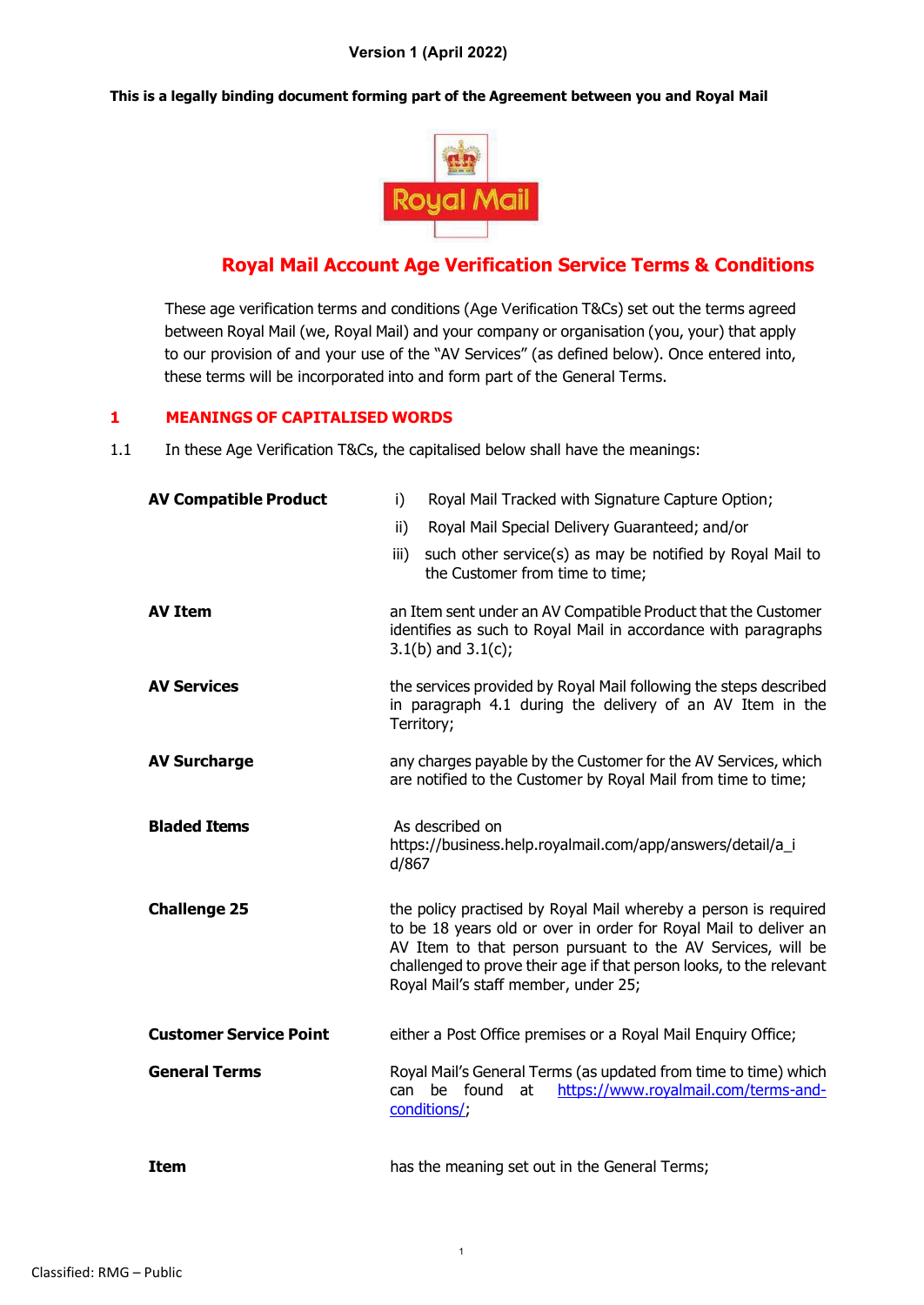**Version 1 (April 2022)**

**This is a legally binding document forming part of the Agreement between you and Royal Mail**

# Royal Mail Account Age Verification Service Terms & Conditions

These age verification terms and conditions (Age Verification T&Cs) set out the terms agreed between Royal Mail (we, Royal Mail) and your company or organisation (you, your) that apply to our provision of and your use of the "AV Services" (as defined below). Once entered into, these terms will be incorporated into and form part of the General Terms.

## 1 MEANINGS OF CAPITALISED WORDS

1.1 In these Age Verification T&Cs, the capitalised below shall have the meanings:

**AV Compatible Product**

i) Royal Mail Tracked with Signature Capture Option;

ii) Royal Mail Special Delivery Guaranteed; and/or

iii) such other service(s) as may be notified by Royal Mail to the Customer from time to time;

**AV Item** — an Item sent under an AV Compatible Product that the Customer identifies as such to Royal Mail in accordance with paragraphs 3.1(b) and 3.1(c);

**AV Services** — the services provided by Royal Mail following the steps described in paragraph 4.1 during the delivery of an AV Item in the Territory;

**AV Surcharge** — any charges payable by the Customer for the AV Services, which are notified to the Customer by Royal Mail from time to time;

**Bladed Items** — As described on https://business.help.royalmail.com/app/answers/detail/a_id/867

**Challenge 25** — the policy practised by Royal Mail whereby a person is required to be 18 years old or over in order for Royal Mail to deliver an AV Item to that person pursuant to the AV Services, will be challenged to prove their age if that person looks, to the relevant Royal Mail's staff member, under 25;

**Customer Service Point** — either a Post Office premises or a Royal Mail Enquiry Office;

**General Terms** — Royal Mail's General Terms (as updated from time to time) which can be found at https://www.royalmail.com/terms-and-conditions/;

**Item** — has the meaning set out in the General Terms;

Classified: RMG – Public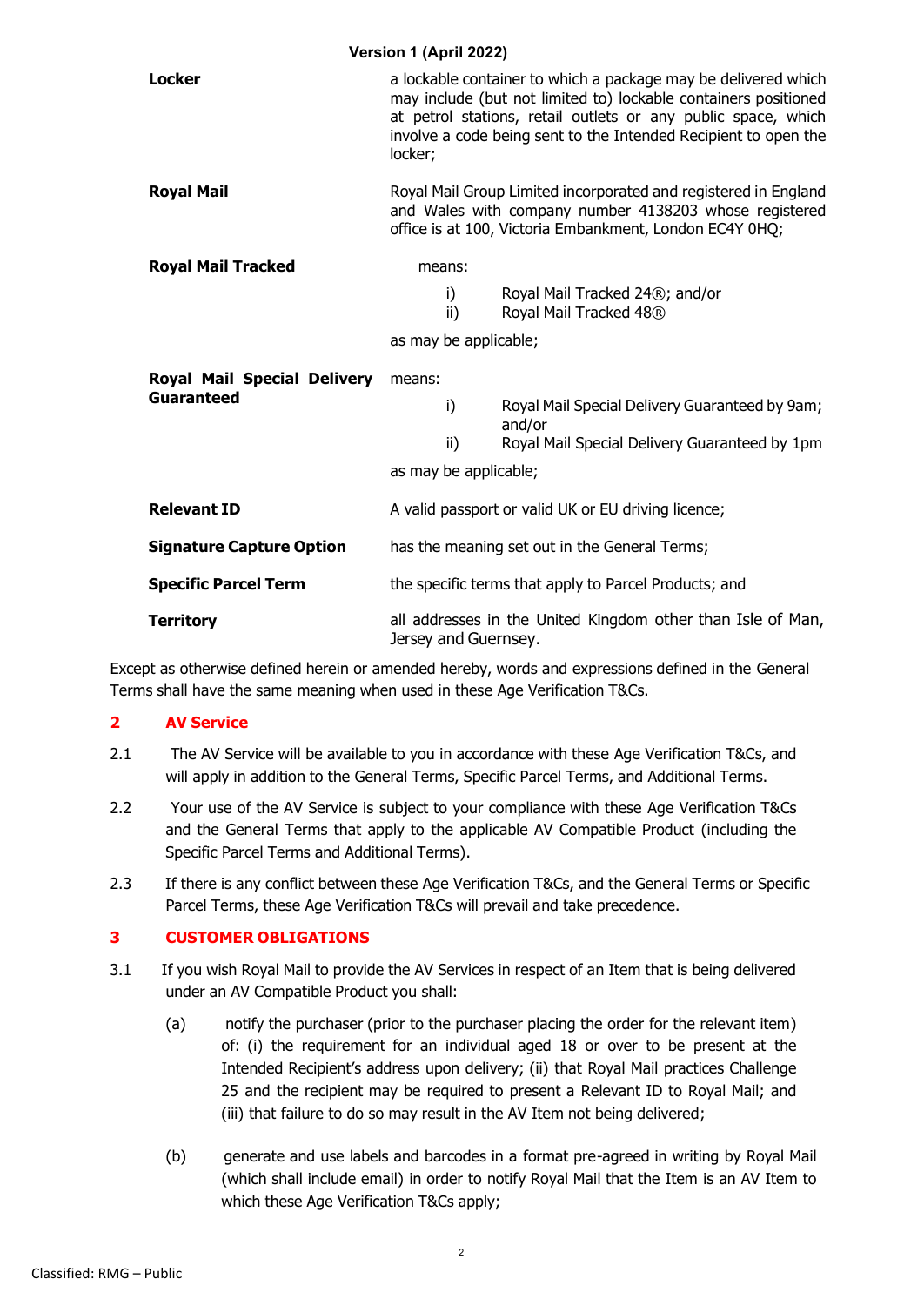| | |
|---|---|
| **Locker** | a lockable container to which a package may be delivered which may include (but not limited to) lockable containers positioned at petrol stations, retail outlets or any public space, which involve a code being sent to the Intended Recipient to open the locker; |
| **Royal Mail** | Royal Mail Group Limited incorporated and registered in England and Wales with company number 4138203 whose registered office is at 100, Victoria Embankment, London EC4Y 0HQ; |
| **Royal Mail Tracked** | means: i) Royal Mail Tracked 24®; and/or ii) Royal Mail Tracked 48® as may be applicable; |
| **Royal Mail Special Delivery Guaranteed** | means: i) Royal Mail Special Delivery Guaranteed by 9am; and/or ii) Royal Mail Special Delivery Guaranteed by 1pm as may be applicable; |
| **Relevant ID** | A valid passport or valid UK or EU driving licence; |
| **Signature Capture Option** | has the meaning set out in the General Terms; |
| **Specific Parcel Term** | the specific terms that apply to Parcel Products; and |
| **Territory** | all addresses in the United Kingdom other than Isle of Man, Jersey and Guernsey. |

Except as otherwise defined herein or amended hereby, words and expressions defined in the General Terms shall have the same meaning when used in these Age Verification T&Cs.

## 2 AV Service

2.1 The AV Service will be available to you in accordance with these Age Verification T&Cs, and will apply in addition to the General Terms, Specific Parcel Terms, and Additional Terms.

2.2 Your use of the AV Service is subject to your compliance with these Age Verification T&Cs and the General Terms that apply to the applicable AV Compatible Product (including the Specific Parcel Terms and Additional Terms).

2.3 If there is any conflict between these Age Verification T&Cs, and the General Terms or Specific Parcel Terms, these Age Verification T&Cs will prevail and take precedence.

## 3 CUSTOMER OBLIGATIONS

3.1 If you wish Royal Mail to provide the AV Services in respect of an Item that is being delivered under an AV Compatible Product you shall:

(a) notify the purchaser (prior to the purchaser placing the order for the relevant item) of: (i) the requirement for an individual aged 18 or over to be present at the Intended Recipient's address upon delivery; (ii) that Royal Mail practices Challenge 25 and the recipient may be required to present a Relevant ID to Royal Mail; and (iii) that failure to do so may result in the AV Item not being delivered;

(b) generate and use labels and barcodes in a format pre-agreed in writing by Royal Mail (which shall include email) in order to notify Royal Mail that the Item is an AV Item to which these Age Verification T&Cs apply;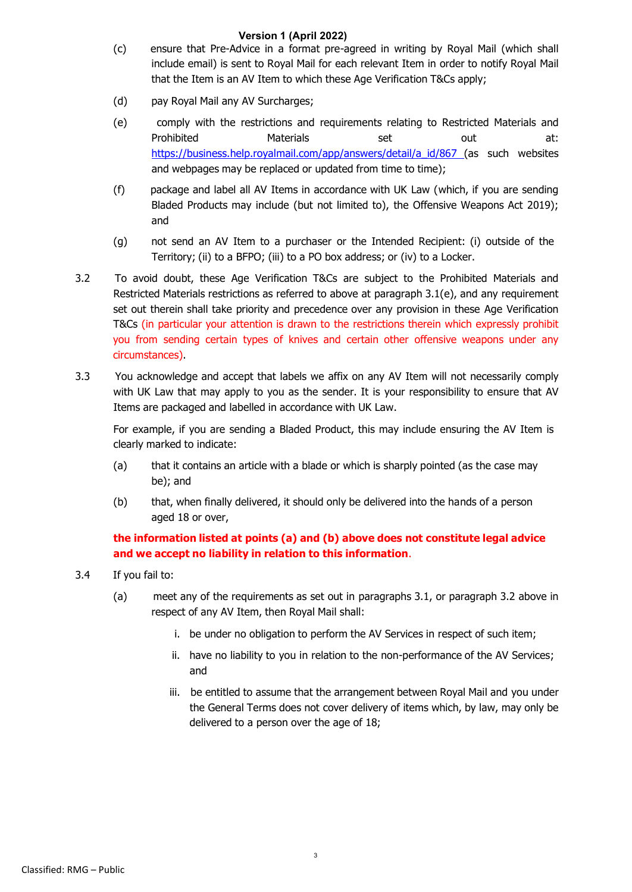(c) ensure that Pre-Advice in a format pre-agreed in writing by Royal Mail (which shall include email) is sent to Royal Mail for each relevant Item in order to notify Royal Mail that the Item is an AV Item to which these Age Verification T&Cs apply;

(d) pay Royal Mail any AV Surcharges;

(e) comply with the restrictions and requirements relating to Restricted Materials and Prohibited Materials set out at: https://business.help.royalmail.com/app/answers/detail/a_id/867 (as such websites and webpages may be replaced or updated from time to time);

(f) package and label all AV Items in accordance with UK Law (which, if you are sending Bladed Products may include (but not limited to), the Offensive Weapons Act 2019); and

(g) not send an AV Item to a purchaser or the Intended Recipient: (i) outside of the Territory; (ii) to a BFPO; (iii) to a PO box address; or (iv) to a Locker.

3.2 To avoid doubt, these Age Verification T&Cs are subject to the Prohibited Materials and Restricted Materials restrictions as referred to above at paragraph 3.1(e), and any requirement set out therein shall take priority and precedence over any provision in these Age Verification T&Cs (in particular your attention is drawn to the restrictions therein which expressly prohibit you from sending certain types of knives and certain other offensive weapons under any circumstances).

3.3 You acknowledge and accept that labels we affix on any AV Item will not necessarily comply with UK Law that may apply to you as the sender. It is your responsibility to ensure that AV Items are packaged and labelled in accordance with UK Law.

For example, if you are sending a Bladed Product, this may include ensuring the AV Item is clearly marked to indicate:

(a) that it contains an article with a blade or which is sharply pointed (as the case may be); and

(b) that, when finally delivered, it should only be delivered into the hands of a person aged 18 or over,

**the information listed at points (a) and (b) above does not constitute legal advice and we accept no liability in relation to this information**.

3.4 If you fail to:

(a) meet any of the requirements as set out in paragraphs 3.1, or paragraph 3.2 above in respect of any AV Item, then Royal Mail shall:

i. be under no obligation to perform the AV Services in respect of such item;

ii. have no liability to you in relation to the non-performance of the AV Services; and

iii. be entitled to assume that the arrangement between Royal Mail and you under the General Terms does not cover delivery of items which, by law, may only be delivered to a person over the age of 18;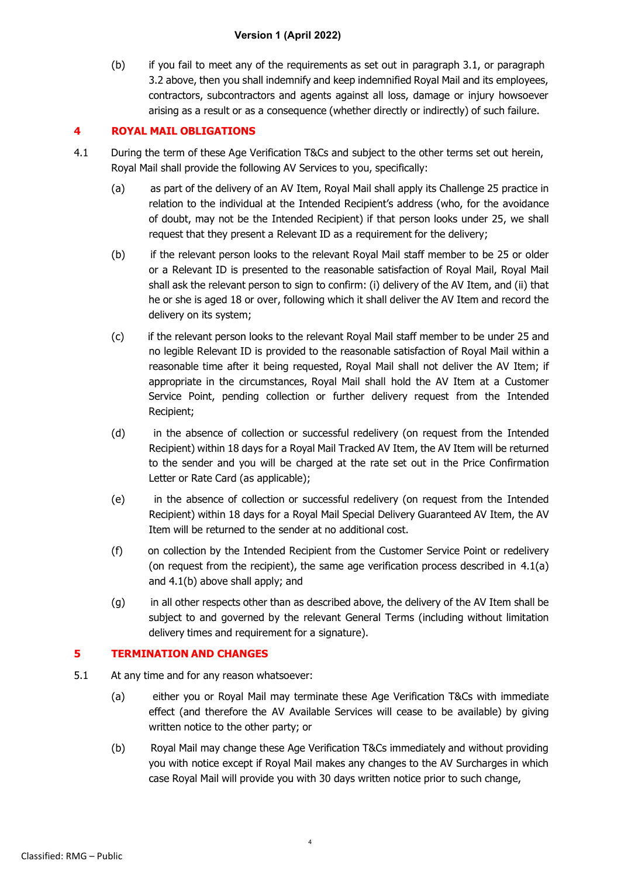(b) if you fail to meet any of the requirements as set out in paragraph 3.1, or paragraph 3.2 above, then you shall indemnify and keep indemnified Royal Mail and its employees, contractors, subcontractors and agents against all loss, damage or injury howsoever arising as a result or as a consequence (whether directly or indirectly) of such failure.

## 4 ROYAL MAIL OBLIGATIONS

4.1 During the term of these Age Verification T&Cs and subject to the other terms set out herein, Royal Mail shall provide the following AV Services to you, specifically:

(a) as part of the delivery of an AV Item, Royal Mail shall apply its Challenge 25 practice in relation to the individual at the Intended Recipient's address (who, for the avoidance of doubt, may not be the Intended Recipient) if that person looks under 25, we shall request that they present a Relevant ID as a requirement for the delivery;

(b) if the relevant person looks to the relevant Royal Mail staff member to be 25 or older or a Relevant ID is presented to the reasonable satisfaction of Royal Mail, Royal Mail shall ask the relevant person to sign to confirm: (i) delivery of the AV Item, and (ii) that he or she is aged 18 or over, following which it shall deliver the AV Item and record the delivery on its system;

(c) if the relevant person looks to the relevant Royal Mail staff member to be under 25 and no legible Relevant ID is provided to the reasonable satisfaction of Royal Mail within a reasonable time after it being requested, Royal Mail shall not deliver the AV Item; if appropriate in the circumstances, Royal Mail shall hold the AV Item at a Customer Service Point, pending collection or further delivery request from the Intended Recipient;

(d) in the absence of collection or successful redelivery (on request from the Intended Recipient) within 18 days for a Royal Mail Tracked AV Item, the AV Item will be returned to the sender and you will be charged at the rate set out in the Price Confirmation Letter or Rate Card (as applicable);

(e) in the absence of collection or successful redelivery (on request from the Intended Recipient) within 18 days for a Royal Mail Special Delivery Guaranteed AV Item, the AV Item will be returned to the sender at no additional cost.

(f) on collection by the Intended Recipient from the Customer Service Point or redelivery (on request from the recipient), the same age verification process described in 4.1(a) and 4.1(b) above shall apply; and

(g) in all other respects other than as described above, the delivery of the AV Item shall be subject to and governed by the relevant General Terms (including without limitation delivery times and requirement for a signature).

## 5 TERMINATION AND CHANGES

5.1 At any time and for any reason whatsoever:

(a) either you or Royal Mail may terminate these Age Verification T&Cs with immediate effect (and therefore the AV Available Services will cease to be available) by giving written notice to the other party; or

(b) Royal Mail may change these Age Verification T&Cs immediately and without providing you with notice except if Royal Mail makes any changes to the AV Surcharges in which case Royal Mail will provide you with 30 days written notice prior to such change,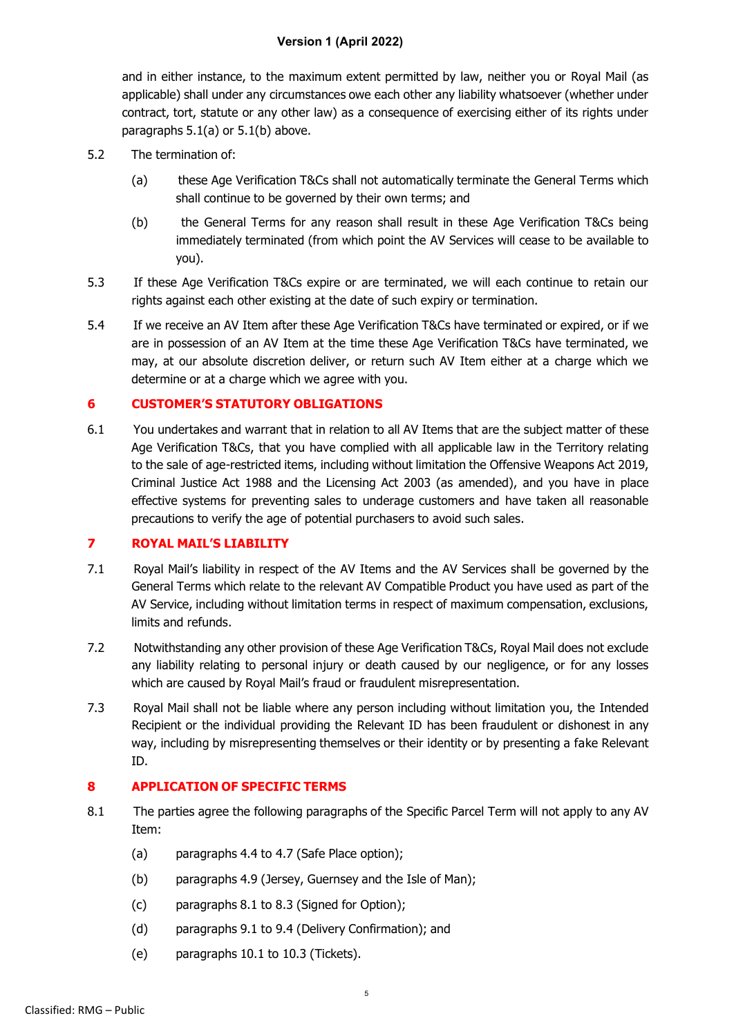and in either instance, to the maximum extent permitted by law, neither you or Royal Mail (as applicable) shall under any circumstances owe each other any liability whatsoever (whether under contract, tort, statute or any other law) as a consequence of exercising either of its rights under paragraphs 5.1(a) or 5.1(b) above.

5.2 The termination of:

(a) these Age Verification T&Cs shall not automatically terminate the General Terms which shall continue to be governed by their own terms; and

(b) the General Terms for any reason shall result in these Age Verification T&Cs being immediately terminated (from which point the AV Services will cease to be available to you).

5.3 If these Age Verification T&Cs expire or are terminated, we will each continue to retain our rights against each other existing at the date of such expiry or termination.

5.4 If we receive an AV Item after these Age Verification T&Cs have terminated or expired, or if we are in possession of an AV Item at the time these Age Verification T&Cs have terminated, we may, at our absolute discretion deliver, or return such AV Item either at a charge which we determine or at a charge which we agree with you.

## 6 CUSTOMER'S STATUTORY OBLIGATIONS

6.1 You undertakes and warrant that in relation to all AV Items that are the subject matter of these Age Verification T&Cs, that you have complied with all applicable law in the Territory relating to the sale of age-restricted items, including without limitation the Offensive Weapons Act 2019, Criminal Justice Act 1988 and the Licensing Act 2003 (as amended), and you have in place effective systems for preventing sales to underage customers and have taken all reasonable precautions to verify the age of potential purchasers to avoid such sales.

## 7 ROYAL MAIL'S LIABILITY

7.1 Royal Mail's liability in respect of the AV Items and the AV Services shall be governed by the General Terms which relate to the relevant AV Compatible Product you have used as part of the AV Service, including without limitation terms in respect of maximum compensation, exclusions, limits and refunds.

7.2 Notwithstanding any other provision of these Age Verification T&Cs, Royal Mail does not exclude any liability relating to personal injury or death caused by our negligence, or for any losses which are caused by Royal Mail's fraud or fraudulent misrepresentation.

7.3 Royal Mail shall not be liable where any person including without limitation you, the Intended Recipient or the individual providing the Relevant ID has been fraudulent or dishonest in any way, including by misrepresenting themselves or their identity or by presenting a fake Relevant ID.

## 8 APPLICATION OF SPECIFIC TERMS

8.1 The parties agree the following paragraphs of the Specific Parcel Term will not apply to any AV Item:

(a) paragraphs 4.4 to 4.7 (Safe Place option);

(b) paragraphs 4.9 (Jersey, Guernsey and the Isle of Man);

(c) paragraphs 8.1 to 8.3 (Signed for Option);

(d) paragraphs 9.1 to 9.4 (Delivery Confirmation); and

(e) paragraphs 10.1 to 10.3 (Tickets).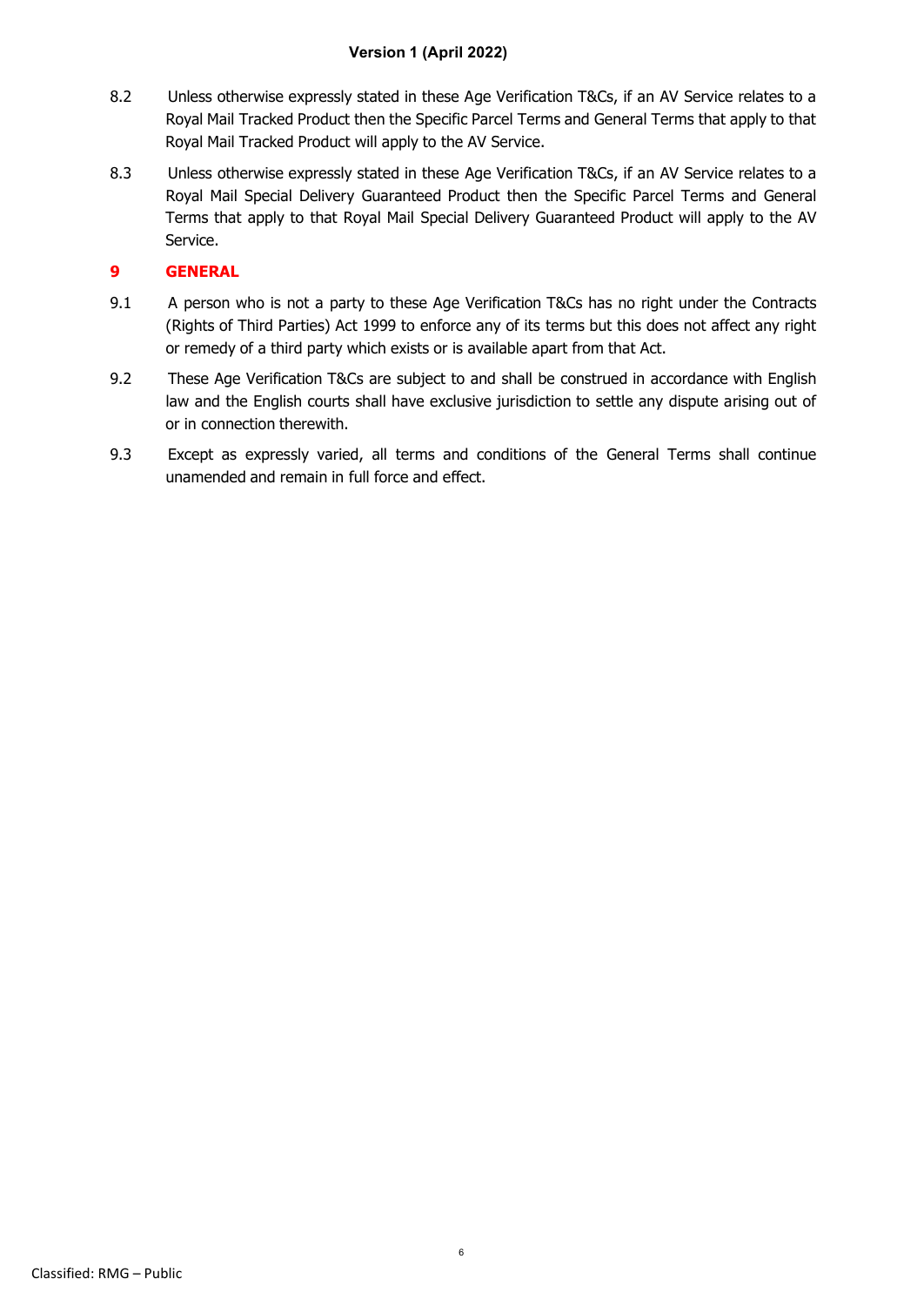8.2 Unless otherwise expressly stated in these Age Verification T&Cs, if an AV Service relates to a Royal Mail Tracked Product then the Specific Parcel Terms and General Terms that apply to that Royal Mail Tracked Product will apply to the AV Service.

8.3 Unless otherwise expressly stated in these Age Verification T&Cs, if an AV Service relates to a Royal Mail Special Delivery Guaranteed Product then the Specific Parcel Terms and General Terms that apply to that Royal Mail Special Delivery Guaranteed Product will apply to the AV Service.

## 9 GENERAL

9.1 A person who is not a party to these Age Verification T&Cs has no right under the Contracts (Rights of Third Parties) Act 1999 to enforce any of its terms but this does not affect any right or remedy of a third party which exists or is available apart from that Act.

9.2 These Age Verification T&Cs are subject to and shall be construed in accordance with English law and the English courts shall have exclusive jurisdiction to settle any dispute arising out of or in connection therewith.

9.3 Except as expressly varied, all terms and conditions of the General Terms shall continue unamended and remain in full force and effect.